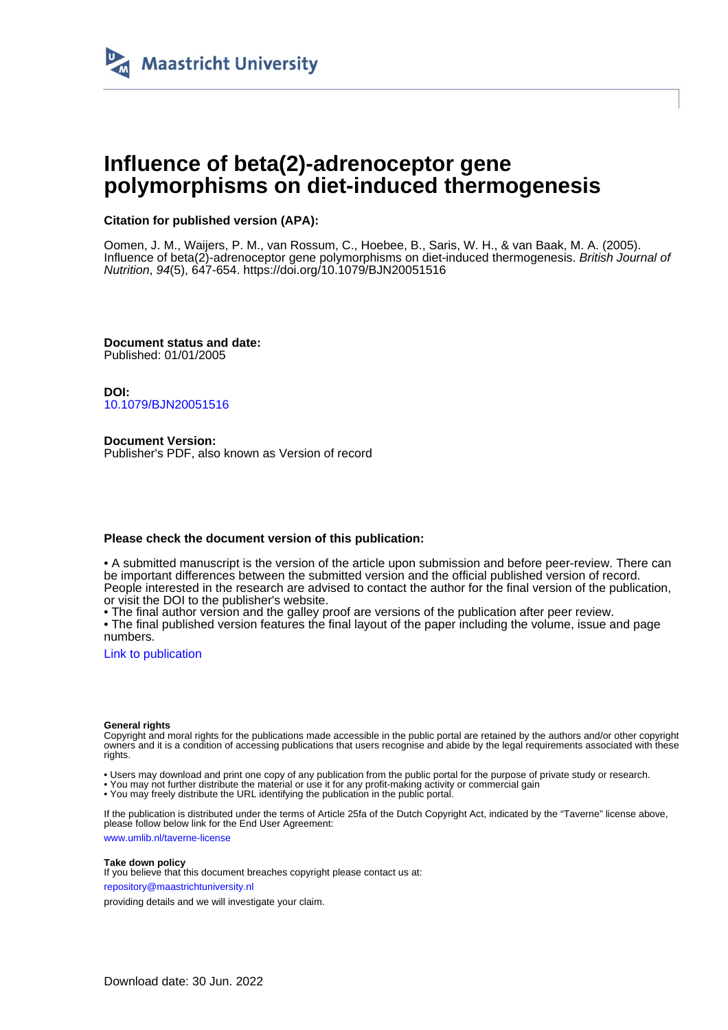Maastricht University

# Influence of beta(2)-adrenoceptor gene polymorphisms on diet-induced thermogenesis

**Citation for published version (APA):**

Oomen, J. M., Waijers, P. M., van Rossum, C., Hoebee, B., Saris, W. H., & van Baak, M. A. (2005). Influence of beta(2)-adrenoceptor gene polymorphisms on diet-induced thermogenesis. *British Journal of Nutrition*, *94*(5), 647-654. https://doi.org/10.1079/BJN20051516

**Document status and date:**
Published: 01/01/2005

**DOI:**
10.1079/BJN20051516

**Document Version:**
Publisher's PDF, also known as Version of record

**Please check the document version of this publication:**

• A submitted manuscript is the version of the article upon submission and before peer-review. There can be important differences between the submitted version and the official published version of record. People interested in the research are advised to contact the author for the final version of the publication, or visit the DOI to the publisher's website.
• The final author version and the galley proof are versions of the publication after peer review.
• The final published version features the final layout of the paper including the volume, issue and page numbers.

Link to publication

**General rights**
Copyright and moral rights for the publications made accessible in the public portal are retained by the authors and/or other copyright owners and it is a condition of accessing publications that users recognise and abide by the legal requirements associated with these rights.

• Users may download and print one copy of any publication from the public portal for the purpose of private study or research.
• You may not further distribute the material or use it for any profit-making activity or commercial gain
• You may freely distribute the URL identifying the publication in the public portal.

If the publication is distributed under the terms of Article 25fa of the Dutch Copyright Act, indicated by the "Taverne" license above, please follow below link for the End User Agreement:

www.umlib.nl/taverne-license

**Take down policy**
If you believe that this document breaches copyright please contact us at:

repository@maastrichtuniversity.nl

providing details and we will investigate your claim.

Download date: 30 Jun. 2022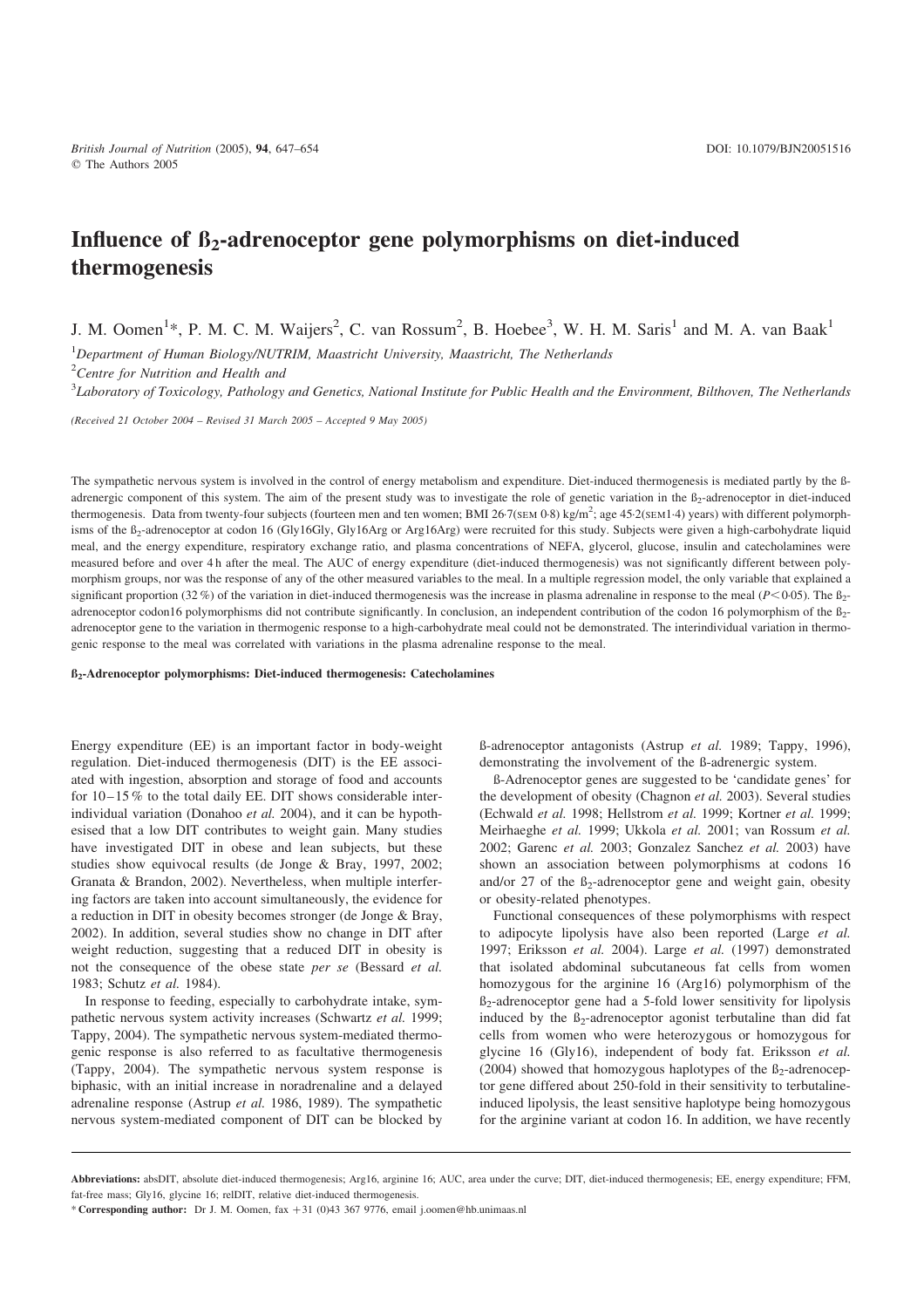# Influence of ß$_2$-adrenoceptor gene polymorphisms on diet-induced thermogenesis

J. M. Oomen[1]*, P. M. C. M. Waijers[2], C. van Rossum[2], B. Hoebee[3], W. H. M. Saris[1] and M. A. van Baak[1]

[1]Department of Human Biology/NUTRIM, Maastricht University, Maastricht, The Netherlands

[2]Centre for Nutrition and Health and

[3]Laboratory of Toxicology, Pathology and Genetics, National Institute for Public Health and the Environment, Bilthoven, The Netherlands

*(Received 21 October 2004 – Revised 31 March 2005 – Accepted 9 May 2005)*

The sympathetic nervous system is involved in the control of energy metabolism and expenditure. Diet-induced thermogenesis is mediated partly by the ß-adrenergic component of this system. The aim of the present study was to investigate the role of genetic variation in the ß$_2$-adrenoceptor in diet-induced thermogenesis. Data from twenty-four subjects (fourteen men and ten women; BMI 26·7(SEM 0·8) kg/m$^2$; age 45·2(SEM1·4) years) with different polymorphisms of the ß$_2$-adrenoceptor at codon 16 (Gly16Gly, Gly16Arg or Arg16Arg) were recruited for this study. Subjects were given a high-carbohydrate liquid meal, and the energy expenditure, respiratory exchange ratio, and plasma concentrations of NEFA, glycerol, glucose, insulin and catecholamines were measured before and over 4 h after the meal. The AUC of energy expenditure (diet-induced thermogenesis) was not significantly different between polymorphism groups, nor was the response of any of the other measured variables to the meal. In a multiple regression model, the only variable that explained a significant proportion (32 %) of the variation in diet-induced thermogenesis was the increase in plasma adrenaline in response to the meal ($P<0·05$). The ß$_2$-adrenoceptor codon16 polymorphisms did not contribute significantly. In conclusion, an independent contribution of the codon 16 polymorphism of the ß$_2$-adrenoceptor gene to the variation in thermogenic response to a high-carbohydrate meal could not be demonstrated. The interindividual variation in thermogenic response to the meal was correlated with variations in the plasma adrenaline response to the meal.

**ß$_2$-Adrenoceptor polymorphisms: Diet-induced thermogenesis: Catecholamines**

Energy expenditure (EE) is an important factor in body-weight regulation. Diet-induced thermogenesis (DIT) is the EE associated with ingestion, absorption and storage of food and accounts for 10–15 % to the total daily EE. DIT shows considerable inter-individual variation (Donahoo *et al.* 2004), and it can be hypothesised that a low DIT contributes to weight gain. Many studies have investigated DIT in obese and lean subjects, but these studies show equivocal results (de Jonge & Bray, 1997, 2002; Granata & Brandon, 2002). Nevertheless, when multiple interfering factors are taken into account simultaneously, the evidence for a reduction in DIT in obesity becomes stronger (de Jonge & Bray, 2002). In addition, several studies show no change in DIT after weight reduction, suggesting that a reduced DIT in obesity is not the consequence of the obese state *per se* (Bessard *et al.* 1983; Schutz *et al.* 1984).

In response to feeding, especially to carbohydrate intake, sympathetic nervous system activity increases (Schwartz *et al.* 1999; Tappy, 2004). The sympathetic nervous system-mediated thermogenic response is also referred to as facultative thermogenesis (Tappy, 2004). The sympathetic nervous system response is biphasic, with an initial increase in noradrenaline and a delayed adrenaline response (Astrup *et al.* 1986, 1989). The sympathetic nervous system-mediated component of DIT can be blocked by ß-adrenoceptor antagonists (Astrup *et al.* 1989; Tappy, 1996), demonstrating the involvement of the ß-adrenergic system.

ß-Adrenoceptor genes are suggested to be 'candidate genes' for the development of obesity (Chagnon *et al.* 2003). Several studies (Echwald *et al.* 1998; Hellstrom *et al.* 1999; Kortner *et al.* 1999; Meirhaeghe *et al.* 1999; Ukkola *et al.* 2001; van Rossum *et al.* 2002; Garenc *et al.* 2003; Gonzalez Sanchez *et al.* 2003) have shown an association between polymorphisms at codons 16 and/or 27 of the ß$_2$-adrenoceptor gene and weight gain, obesity or obesity-related phenotypes.

Functional consequences of these polymorphisms with respect to adipocyte lipolysis have also been reported (Large *et al.* 1997; Eriksson *et al.* 2004). Large *et al.* (1997) demonstrated that isolated abdominal subcutaneous fat cells from women homozygous for the arginine 16 (Arg16) polymorphism of the ß$_2$-adrenoceptor gene had a 5-fold lower sensitivity for lipolysis induced by the ß$_2$-adrenoceptor agonist terbutaline than did fat cells from women who were heterozygous or homozygous for glycine 16 (Gly16), independent of body fat. Eriksson *et al.* (2004) showed that homozygous haplotypes of the ß$_2$-adrenoceptor gene differed about 250-fold in their sensitivity to terbutaline-induced lipolysis, the least sensitive haplotype being homozygous for the arginine variant at codon 16. In addition, we have recently

**Abbreviations:** absDIT, absolute diet-induced thermogenesis; Arg16, arginine 16; AUC, area under the curve; DIT, diet-induced thermogenesis; EE, energy expenditure; FFM, fat-free mass; Gly16, glycine 16; relDIT, relative diet-induced thermogenesis.

\* **Corresponding author:** Dr J. M. Oomen, fax +31 (0)43 367 9776, email j.oomen@hb.unimaas.nl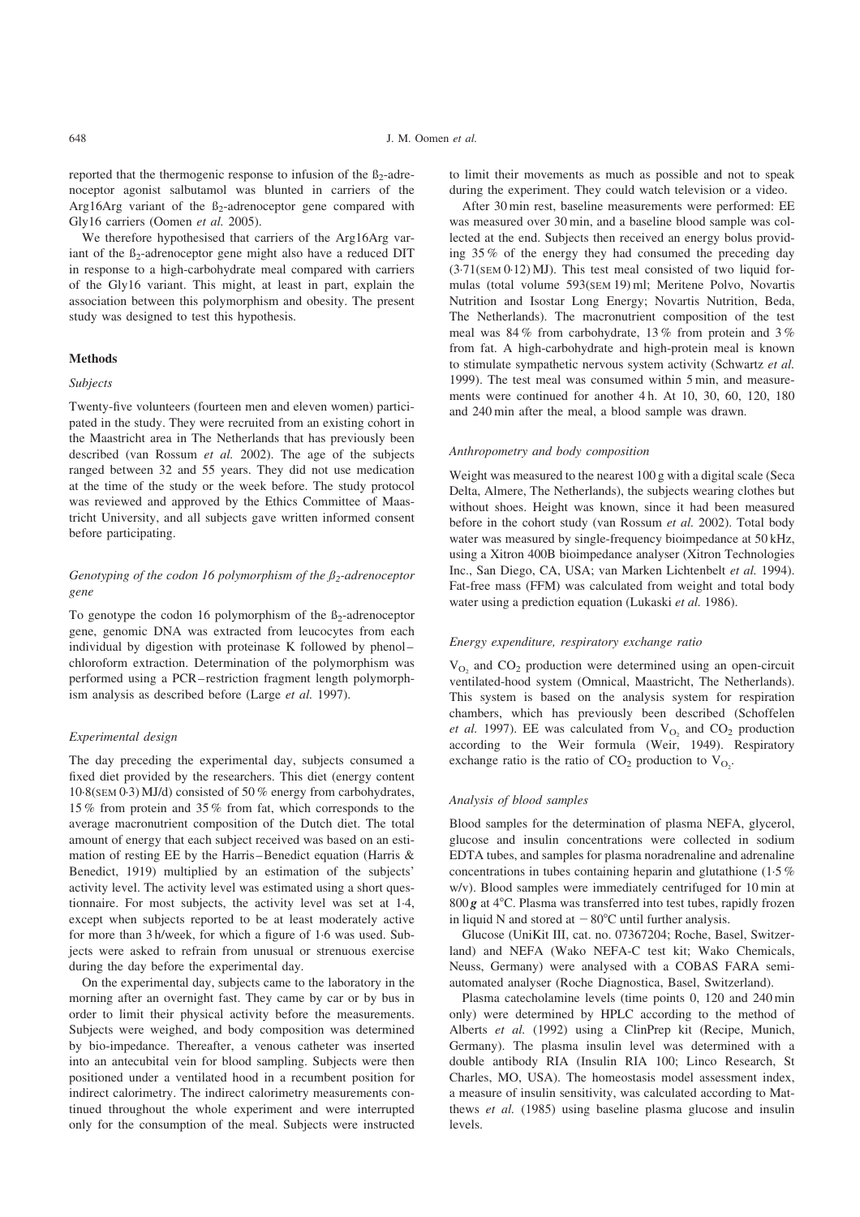reported that the thermogenic response to infusion of the ß$_2$-adrenoceptor agonist salbutamol was blunted in carriers of the Arg16Arg variant of the ß$_2$-adrenoceptor gene compared with Gly16 carriers (Oomen *et al.* 2005).

We therefore hypothesised that carriers of the Arg16Arg variant of the ß$_2$-adrenoceptor gene might also have a reduced DIT in response to a high-carbohydrate meal compared with carriers of the Gly16 variant. This might, at least in part, explain the association between this polymorphism and obesity. The present study was designed to test this hypothesis.

## Methods

### *Subjects*

Twenty-five volunteers (fourteen men and eleven women) participated in the study. They were recruited from an existing cohort in the Maastricht area in The Netherlands that has previously been described (van Rossum *et al.* 2002). The age of the subjects ranged between 32 and 55 years. They did not use medication at the time of the study or the week before. The study protocol was reviewed and approved by the Ethics Committee of Maastricht University, and all subjects gave written informed consent before participating.

### *Genotyping of the codon 16 polymorphism of the $\beta_2$-adrenoceptor gene*

To genotype the codon 16 polymorphism of the ß$_2$-adrenoceptor gene, genomic DNA was extracted from leucocytes from each individual by digestion with proteinase K followed by phenol–chloroform extraction. Determination of the polymorphism was performed using a PCR–restriction fragment length polymorphism analysis as described before (Large *et al.* 1997).

### *Experimental design*

The day preceding the experimental day, subjects consumed a fixed diet provided by the researchers. This diet (energy content 10·8(SEM 0·3) MJ/d) consisted of 50 % energy from carbohydrates, 15 % from protein and 35 % from fat, which corresponds to the average macronutrient composition of the Dutch diet. The total amount of energy that each subject received was based on an estimation of resting EE by the Harris–Benedict equation (Harris & Benedict, 1919) multiplied by an estimation of the subjects' activity level. The activity level was estimated using a short questionnaire. For most subjects, the activity level was set at 1·4, except when subjects reported to be at least moderately active for more than 3 h/week, for which a figure of 1·6 was used. Subjects were asked to refrain from unusual or strenuous exercise during the day before the experimental day.

On the experimental day, subjects came to the laboratory in the morning after an overnight fast. They came by car or by bus in order to limit their physical activity before the measurements. Subjects were weighed, and body composition was determined by bio-impedance. Thereafter, a venous catheter was inserted into an antecubital vein for blood sampling. Subjects were then positioned under a ventilated hood in a recumbent position for indirect calorimetry. The indirect calorimetry measurements continued throughout the whole experiment and were interrupted only for the consumption of the meal. Subjects were instructed to limit their movements as much as possible and not to speak during the experiment. They could watch television or a video.

After 30 min rest, baseline measurements were performed: EE was measured over 30 min, and a baseline blood sample was collected at the end. Subjects then received an energy bolus providing 35 % of the energy they had consumed the preceding day (3·71(SEM 0·12) MJ). This test meal consisted of two liquid formulas (total volume 593(SEM 19) ml; Meritene Polvo, Novartis Nutrition and Isostar Long Energy; Novartis Nutrition, Beda, The Netherlands). The macronutrient composition of the test meal was 84 % from carbohydrate, 13 % from protein and 3 % from fat. A high-carbohydrate and high-protein meal is known to stimulate sympathetic nervous system activity (Schwartz *et al.* 1999). The test meal was consumed within 5 min, and measurements were continued for another 4 h. At 10, 30, 60, 120, 180 and 240 min after the meal, a blood sample was drawn.

### *Anthropometry and body composition*

Weight was measured to the nearest 100 g with a digital scale (Seca Delta, Almere, The Netherlands), the subjects wearing clothes but without shoes. Height was known, since it had been measured before in the cohort study (van Rossum *et al.* 2002). Total body water was measured by single-frequency bioimpedance at 50 kHz, using a Xitron 400B bioimpedance analyser (Xitron Technologies Inc., San Diego, CA, USA; van Marken Lichtenbelt *et al.* 1994). Fat-free mass (FFM) was calculated from weight and total body water using a prediction equation (Lukaski *et al.* 1986).

### *Energy expenditure, respiratory exchange ratio*

$V_{O_2}$ and $CO_2$ production were determined using an open-circuit ventilated-hood system (Omnical, Maastricht, The Netherlands). This system is based on the analysis system for respiration chambers, which has previously been described (Schoffelen *et al.* 1997). EE was calculated from $V_{O_2}$ and $CO_2$ production according to the Weir formula (Weir, 1949). Respiratory exchange ratio is the ratio of $CO_2$ production to $V_{O_2}$.

### *Analysis of blood samples*

Blood samples for the determination of plasma NEFA, glycerol, glucose and insulin concentrations were collected in sodium EDTA tubes, and samples for plasma noradrenaline and adrenaline concentrations in tubes containing heparin and glutathione (1·5 % w/v). Blood samples were immediately centrifuged for 10 min at 800 ***g*** at 4°C. Plasma was transferred into test tubes, rapidly frozen in liquid N and stored at −80°C until further analysis.

Glucose (UniKit III, cat. no. 07367204; Roche, Basel, Switzerland) and NEFA (Wako NEFA-C test kit; Wako Chemicals, Neuss, Germany) were analysed with a COBAS FARA semi-automated analyser (Roche Diagnostica, Basel, Switzerland).

Plasma catecholamine levels (time points 0, 120 and 240 min only) were determined by HPLC according to the method of Alberts *et al.* (1992) using a ClinPrep kit (Recipe, Munich, Germany). The plasma insulin level was determined with a double antibody RIA (Insulin RIA 100; Linco Research, St Charles, MO, USA). The homeostasis model assessment index, a measure of insulin sensitivity, was calculated according to Matthews *et al.* (1985) using baseline plasma glucose and insulin levels.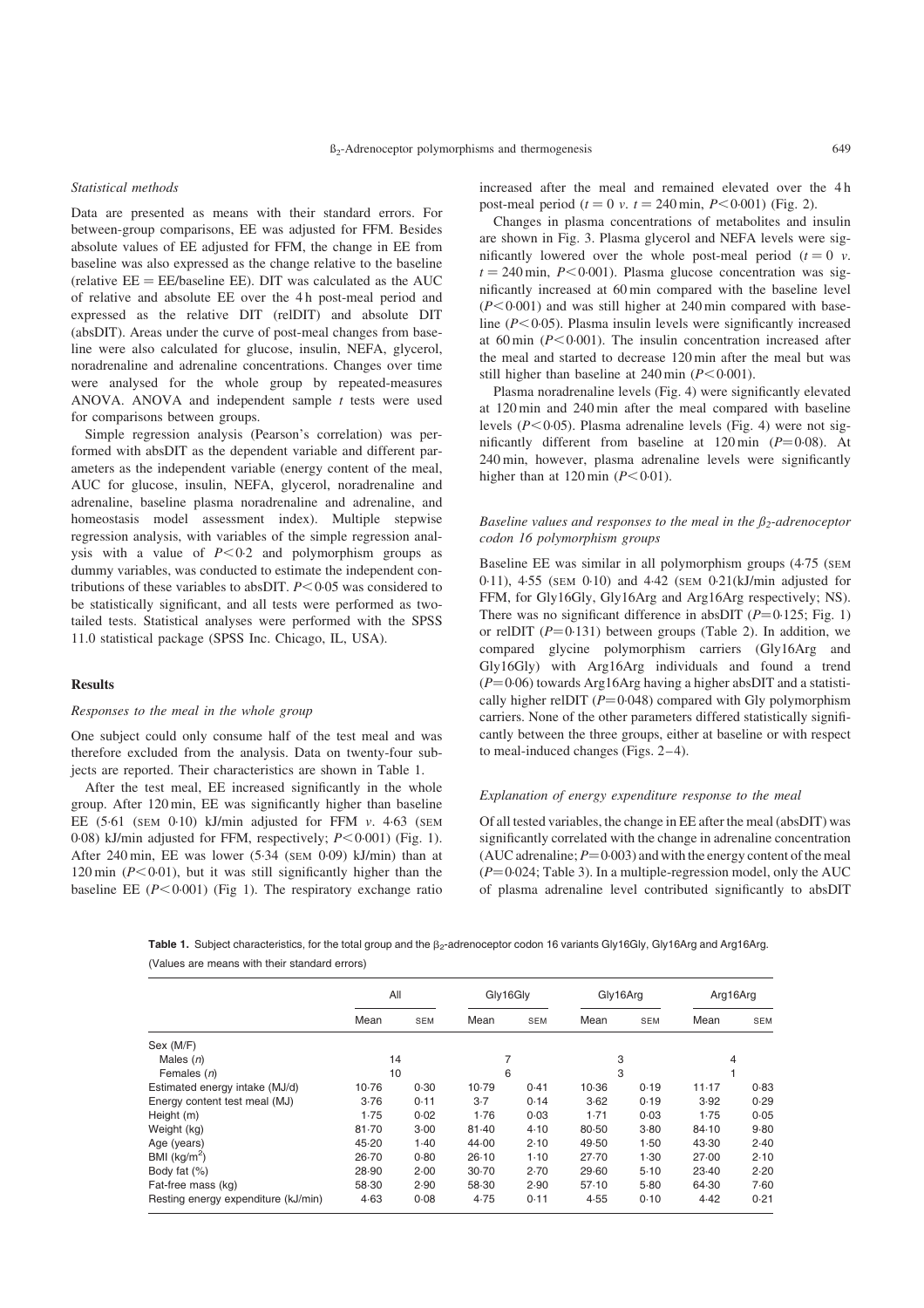*Statistical methods*

Data are presented as means with their standard errors. For between-group comparisons, EE was adjusted for FFM. Besides absolute values of EE adjusted for FFM, the change in EE from baseline was also expressed as the change relative to the baseline (relative EE = EE/baseline EE). DIT was calculated as the AUC of relative and absolute EE over the 4 h post-meal period and expressed as the relative DIT (relDIT) and absolute DIT (absDIT). Areas under the curve of post-meal changes from baseline were also calculated for glucose, insulin, NEFA, glycerol, noradrenaline and adrenaline concentrations. Changes over time were analysed for the whole group by repeated-measures ANOVA. ANOVA and independent sample $t$ tests were used for comparisons between groups.

Simple regression analysis (Pearson's correlation) was performed with absDIT as the dependent variable and different parameters as the independent variable (energy content of the meal, AUC for glucose, insulin, NEFA, glycerol, noradrenaline and adrenaline, baseline plasma noradrenaline and adrenaline, and homeostasis model assessment index). Multiple stepwise regression analysis, with variables of the simple regression analysis with a value of $P<0{\cdot}2$ and polymorphism groups as dummy variables, was conducted to estimate the independent contributions of these variables to absDIT. $P<0{\cdot}05$ was considered to be statistically significant, and all tests were performed as two-tailed tests. Statistical analyses were performed with the SPSS 11.0 statistical package (SPSS Inc. Chicago, IL, USA).

## Results

*Responses to the meal in the whole group*

One subject could only consume half of the test meal and was therefore excluded from the analysis. Data on twenty-four subjects are reported. Their characteristics are shown in Table 1.

After the test meal, EE increased significantly in the whole group. After 120 min, EE was significantly higher than baseline EE (5·61 (SEM 0·10) kJ/min adjusted for FFM *v.* 4·63 (SEM 0·08) kJ/min adjusted for FFM, respectively; $P<0{\cdot}001$) (Fig. 1). After 240 min, EE was lower (5·34 (SEM 0·09) kJ/min) than at 120 min ($P<0{\cdot}01$), but it was still significantly higher than the baseline EE ($P<0{\cdot}001$) (Fig 1). The respiratory exchange ratio increased after the meal and remained elevated over the 4 h post-meal period ($t=0$ *v.* $t=240$ min, $P<0{\cdot}001$) (Fig. 2).

Changes in plasma concentrations of metabolites and insulin are shown in Fig. 3. Plasma glycerol and NEFA levels were significantly lowered over the whole post-meal period ($t=0$ *v.* $t=240$ min, $P<0{\cdot}001$). Plasma glucose concentration was significantly increased at 60 min compared with the baseline level ($P<0{\cdot}001$) and was still higher at 240 min compared with baseline ($P<0{\cdot}05$). Plasma insulin levels were significantly increased at 60 min ($P<0{\cdot}001$). The insulin concentration increased after the meal and started to decrease 120 min after the meal but was still higher than baseline at 240 min ($P<0{\cdot}001$).

Plasma noradrenaline levels (Fig. 4) were significantly elevated at 120 min and 240 min after the meal compared with baseline levels ($P<0{\cdot}05$). Plasma adrenaline levels (Fig. 4) were not significantly different from baseline at 120 min ($P=0{\cdot}08$). At 240 min, however, plasma adrenaline levels were significantly higher than at 120 min ($P<0{\cdot}01$).

*Baseline values and responses to the meal in the $\beta_2$-adrenoceptor codon 16 polymorphism groups*

Baseline EE was similar in all polymorphism groups (4·75 (SEM 0·11), 4·55 (SEM 0·10) and 4·42 (SEM 0·21(kJ/min adjusted for FFM, for Gly16Gly, Gly16Arg and Arg16Arg respectively; NS). There was no significant difference in absDIT ($P=0{\cdot}125$; Fig. 1) or relDIT ($P=0{\cdot}131$) between groups (Table 2). In addition, we compared glycine polymorphism carriers (Gly16Arg and Gly16Gly) with Arg16Arg individuals and found a trend ($P=0{\cdot}06$) towards Arg16Arg having a higher absDIT and a statistically higher relDIT ($P=0{\cdot}048$) compared with Gly polymorphism carriers. None of the other parameters differed statistically significantly between the three groups, either at baseline or with respect to meal-induced changes (Figs. 2–4).

*Explanation of energy expenditure response to the meal*

Of all tested variables, the change in EE after the meal (absDIT) was significantly correlated with the change in adrenaline concentration (AUC adrenaline; $P=0{\cdot}003$) and with the energy content of the meal ($P=0{\cdot}024$; Table 3). In a multiple-regression model, only the AUC of plasma adrenaline level contributed significantly to absDIT

**Table 1.** Subject characteristics, for the total group and the $\beta_2$-adrenoceptor codon 16 variants Gly16Gly, Gly16Arg and Arg16Arg.
(Values are means with their standard errors)

| | All | | Gly16Gly | | Gly16Arg | | Arg16Arg | |
|---|---|---|---|---|---|---|---|---|
| | Mean | SEM | Mean | SEM | Mean | SEM | Mean | SEM |
| Sex (M/F) | | | | | | | | |
| Males ($n$) | 14 | | 7 | | 3 | | 4 | |
| Females ($n$) | 10 | | 6 | | 3 | | 1 | |
| Estimated energy intake (MJ/d) | 10·76 | 0·30 | 10·79 | 0·41 | 10·36 | 0·19 | 11·17 | 0·83 |
| Energy content test meal (MJ) | 3·76 | 0·11 | 3·7 | 0·14 | 3·62 | 0·19 | 3·92 | 0·29 |
| Height (m) | 1·75 | 0·02 | 1·76 | 0·03 | 1·71 | 0·03 | 1·75 | 0·05 |
| Weight (kg) | 81·70 | 3·00 | 81·40 | 4·10 | 80·50 | 3·80 | 84·10 | 9·80 |
| Age (years) | 45·20 | 1·40 | 44·00 | 2·10 | 49·50 | 1·50 | 43·30 | 2·40 |
| BMI (kg/m$^2$) | 26·70 | 0·80 | 26·10 | 1·10 | 27·70 | 1·30 | 27·00 | 2·10 |
| Body fat (%) | 28·90 | 2·00 | 30·70 | 2·70 | 29·60 | 5·10 | 23·40 | 2·20 |
| Fat-free mass (kg) | 58·30 | 2·90 | 58·30 | 2·90 | 57·10 | 5·80 | 64·30 | 7·60 |
| Resting energy expenditure (kJ/min) | 4·63 | 0·08 | 4·75 | 0·11 | 4·55 | 0·10 | 4·42 | 0·21 |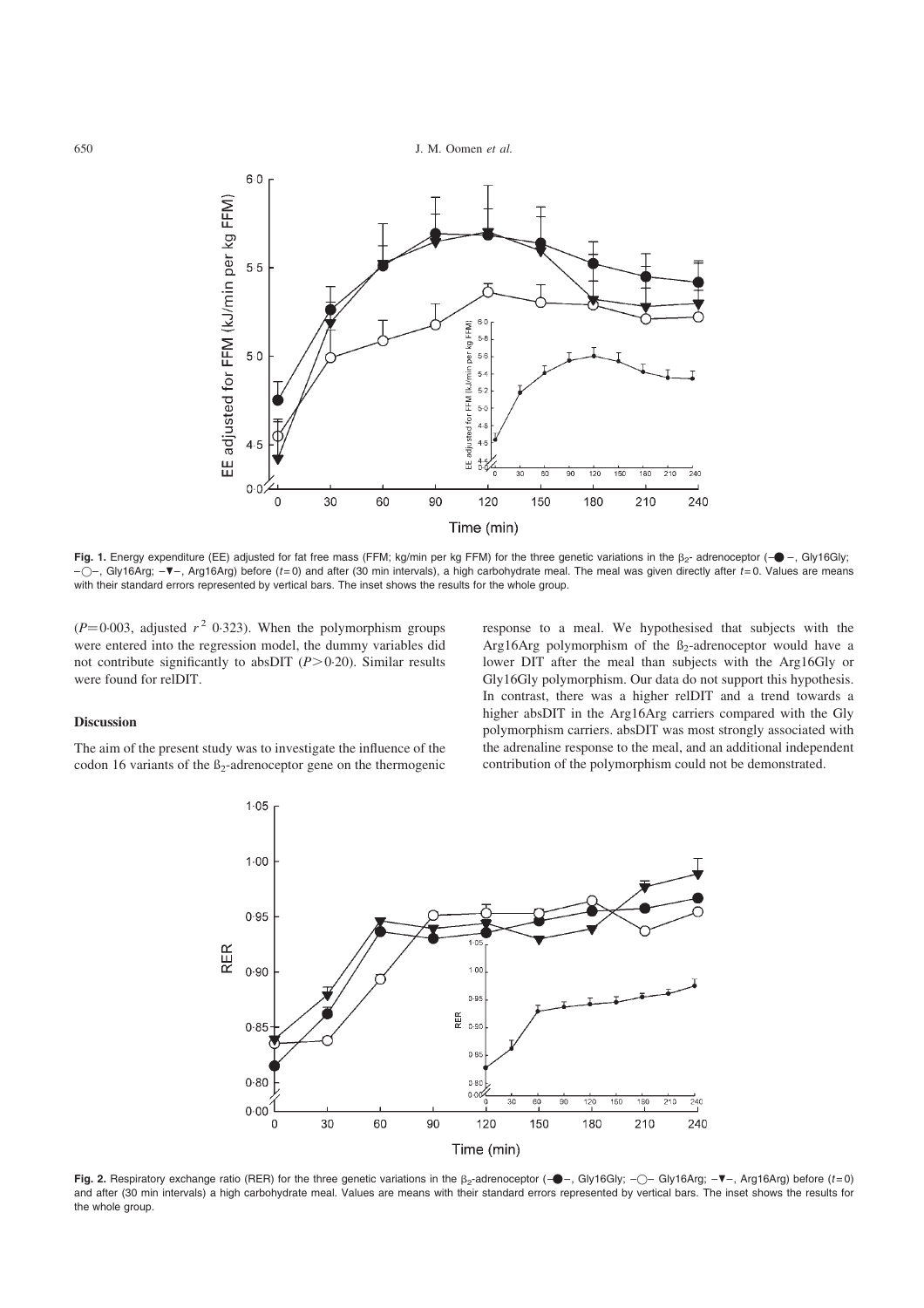**Fig. 1.** Energy expenditure (EE) adjusted for fat free mass (FFM; kg/min per kg FFM) for the three genetic variations in the $\beta_2$- adrenoceptor (–●–, Gly16Gly; –○–, Gly16Arg; –▼–, Arg16Arg) before ($t=0$) and after (30 min intervals), a high carbohydrate meal. The meal was given directly after $t=0$. Values are means with their standard errors represented by vertical bars. The inset shows the results for the whole group.

($P=0{\cdot}003$, adjusted $r^2$ 0·323). When the polymorphism groups were entered into the regression model, the dummy variables did not contribute significantly to absDIT ($P>0{\cdot}20$). Similar results were found for relDIT.

## Discussion

The aim of the present study was to investigate the influence of the codon 16 variants of the $\beta_2$-adrenoceptor gene on the thermogenic response to a meal. We hypothesised that subjects with the Arg16Arg polymorphism of the $\beta_2$-adrenoceptor would have a lower DIT after the meal than subjects with the Arg16Gly or Gly16Gly polymorphism. Our data do not support this hypothesis. In contrast, there was a higher relDIT and a trend towards a higher absDIT in the Arg16Arg carriers compared with the Gly polymorphism carriers. absDIT was most strongly associated with the adrenaline response to the meal, and an additional independent contribution of the polymorphism could not be demonstrated.

**Fig. 2.** Respiratory exchange ratio (RER) for the three genetic variations in the $\beta_2$-adrenoceptor (–●–, Gly16Gly; –○– Gly16Arg; –▼–, Arg16Arg) before ($t=0$) and after (30 min intervals) a high carbohydrate meal. Values are means with their standard errors represented by vertical bars. The inset shows the results for the whole group.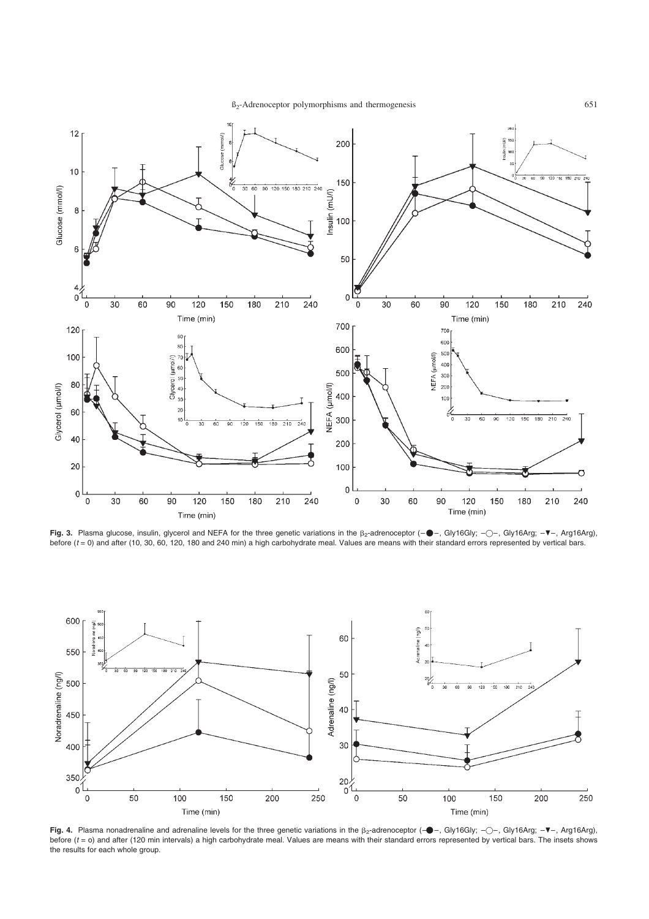**Fig. 3.** Plasma glucose, insulin, glycerol and NEFA for the three genetic variations in the $\beta_2$-adrenoceptor (–●–, Gly16Gly; –○–, Gly16Arg; –▼–, Arg16Arg), before ($t = 0$) and after (10, 30, 60, 120, 180 and 240 min) a high carbohydrate meal. Values are means with their standard errors represented by vertical bars.

**Fig. 4.** Plasma nonadrenaline and adrenaline levels for the three genetic variations in the $\beta_2$-adrenoceptor (–●–, Gly16Gly; –○–, Gly16Arg; –▼–, Arg16Arg), before ($t = o$) and after (120 min intervals) a high carbohydrate meal. Values are means with their standard errors represented by vertical bars. The insets shows the results for each whole group.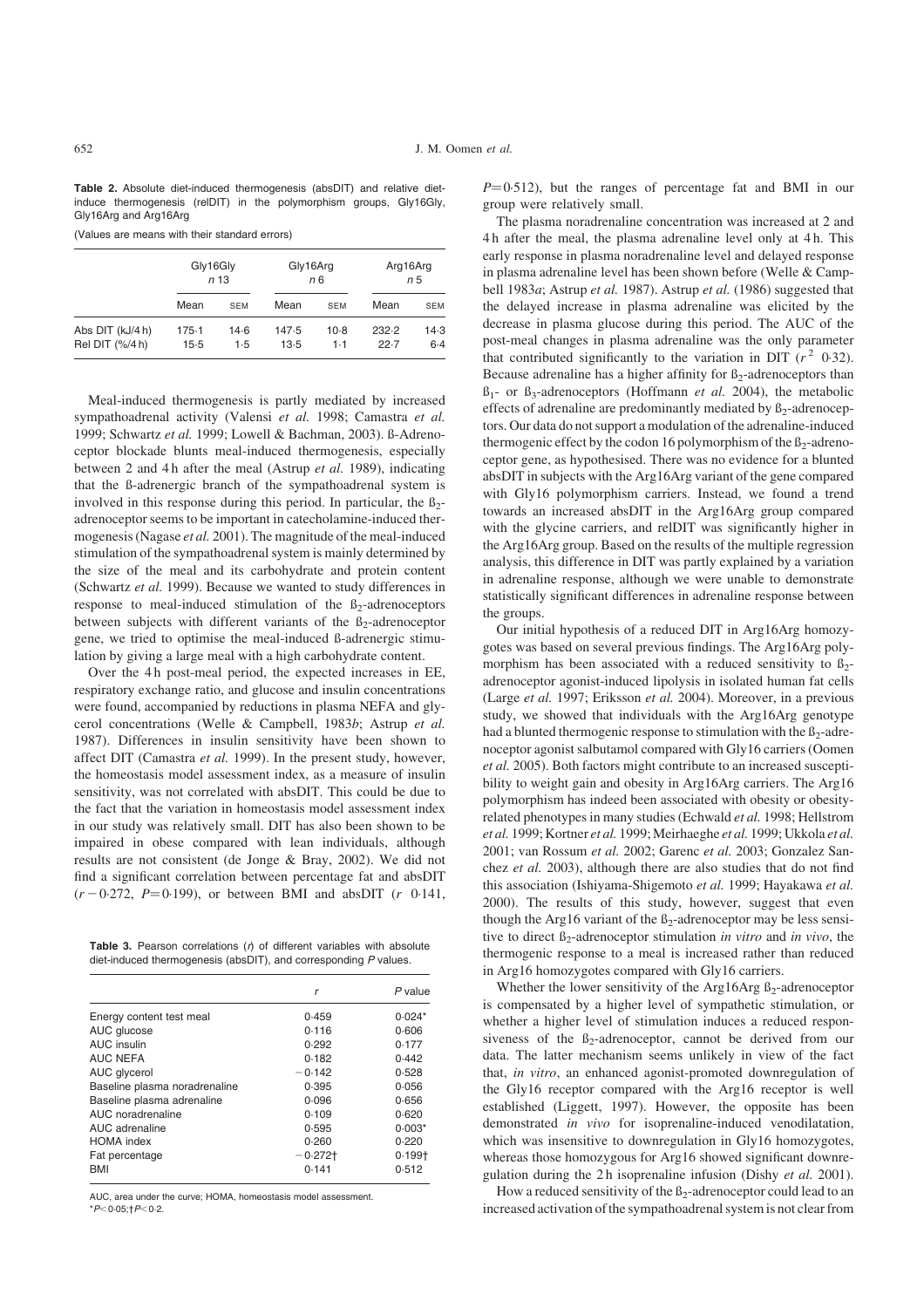**Table 2.** Absolute diet-induced thermogenesis (absDIT) and relative diet-induce thermogenesis (relDIT) in the polymorphism groups, Gly16Gly, Gly16Arg and Arg16Arg

(Values are means with their standard errors)

| | Gly16Gly *n* 13 | | Gly16Arg *n* 6 | | Arg16Arg *n* 5 | |
|---|---|---|---|---|---|---|
| | Mean | SEM | Mean | SEM | Mean | SEM |
| Abs DIT (kJ/4 h) | 175·1 | 14·6 | 147·5 | 10·8 | 232·2 | 14·3 |
| Rel DIT (%/4 h) | 15·5 | 1·5 | 13·5 | 1·1 | 22·7 | 6·4 |

Meal-induced thermogenesis is partly mediated by increased sympathoadrenal activity (Valensi *et al.* 1998; Camastra *et al.* 1999; Schwartz *et al.* 1999; Lowell & Bachman, 2003). ß-Adrenoceptor blockade blunts meal-induced thermogenesis, especially between 2 and 4 h after the meal (Astrup *et al.* 1989), indicating that the ß-adrenergic branch of the sympathoadrenal system is involved in this response during this period. In particular, the $ß_2$-adrenoceptor seems to be important in catecholamine-induced thermogenesis (Nagase *et al.* 2001). The magnitude of the meal-induced stimulation of the sympathoadrenal system is mainly determined by the size of the meal and its carbohydrate and protein content (Schwartz *et al.* 1999). Because we wanted to study differences in response to meal-induced stimulation of the $ß_2$-adrenoceptors between subjects with different variants of the $ß_2$-adrenoceptor gene, we tried to optimise the meal-induced ß-adrenergic stimulation by giving a large meal with a high carbohydrate content.

Over the 4 h post-meal period, the expected increases in EE, respiratory exchange ratio, and glucose and insulin concentrations were found, accompanied by reductions in plasma NEFA and glycerol concentrations (Welle & Campbell, 1983*b*; Astrup *et al.* 1987). Differences in insulin sensitivity have been shown to affect DIT (Camastra *et al.* 1999). In the present study, however, the homeostasis model assessment index, as a measure of insulin sensitivity, was not correlated with absDIT. This could be due to the fact that the variation in homeostasis model assessment index in our study was relatively small. DIT has also been shown to be impaired in obese compared with lean individuals, although results are not consistent (de Jonge & Bray, 2002). We did not find a significant correlation between percentage fat and absDIT ($r$ −0·272, $P$=0·199), or between BMI and absDIT ($r$ 0·141, $P$=0·512), but the ranges of percentage fat and BMI in our group were relatively small.

**Table 3.** Pearson correlations (*r*) of different variables with absolute diet-induced thermogenesis (absDIT), and corresponding *P* values.

| | *r* | *P* value |
|---|---|---|
| Energy content test meal | 0·459 | 0·024* |
| AUC glucose | 0·116 | 0·606 |
| AUC insulin | 0·292 | 0·177 |
| AUC NEFA | 0·182 | 0·442 |
| AUC glycerol | −0·142 | 0·528 |
| Baseline plasma noradrenaline | 0·395 | 0·056 |
| Baseline plasma adrenaline | 0·096 | 0·656 |
| AUC noradrenaline | 0·109 | 0·620 |
| AUC adrenaline | 0·595 | 0·003* |
| HOMA index | 0·260 | 0·220 |
| Fat percentage | −0·272† | 0·199† |
| BMI | 0·141 | 0·512 |

AUC, area under the curve; HOMA, homeostasis model assessment.
*$P<0·05$; †$P<0·2$.

The plasma noradrenaline concentration was increased at 2 and 4 h after the meal, the plasma adrenaline level only at 4 h. This early response in plasma noradrenaline level and delayed response in plasma adrenaline level has been shown before (Welle & Campbell 1983*a*; Astrup *et al.* 1987). Astrup *et al.* (1986) suggested that the delayed increase in plasma adrenaline was elicited by the decrease in plasma glucose during this period. The AUC of the post-meal changes in plasma adrenaline was the only parameter that contributed significantly to the variation in DIT ($r^2$ 0·32). Because adrenaline has a higher affinity for $ß_2$-adrenoceptors than $ß_1$- or $ß_3$-adrenoceptors (Hoffmann *et al.* 2004), the metabolic effects of adrenaline are predominantly mediated by $ß_2$-adrenoceptors. Our data do not support a modulation of the adrenaline-induced thermogenic effect by the codon 16 polymorphism of the $ß_2$-adrenoceptor gene, as hypothesised. There was no evidence for a blunted absDIT in subjects with the Arg16Arg variant of the gene compared with Gly16 polymorphism carriers. Instead, we found a trend towards an increased absDIT in the Arg16Arg group compared with the glycine carriers, and relDIT was significantly higher in the Arg16Arg group. Based on the results of the multiple regression analysis, this difference in DIT was partly explained by a variation in adrenaline response, although we were unable to demonstrate statistically significant differences in adrenaline response between the groups.

Our initial hypothesis of a reduced DIT in Arg16Arg homozygotes was based on several previous findings. The Arg16Arg polymorphism has been associated with a reduced sensitivity to $ß_2$-adrenoceptor agonist-induced lipolysis in isolated human fat cells (Large *et al.* 1997; Eriksson *et al.* 2004). Moreover, in a previous study, we showed that individuals with the Arg16Arg genotype had a blunted thermogenic response to stimulation with the $ß_2$-adrenoceptor agonist salbutamol compared with Gly16 carriers (Oomen *et al.* 2005). Both factors might contribute to an increased susceptibility to weight gain and obesity in Arg16Arg carriers. The Arg16 polymorphism has indeed been associated with obesity or obesity-related phenotypes in many studies (Echwald *et al.* 1998; Hellstrom *et al.* 1999; Kortner *et al.* 1999; Meirhaeghe *et al.* 1999; Ukkola *et al.* 2001; van Rossum *et al.* 2002; Garenc *et al.* 2003; Gonzalez Sanchez *et al.* 2003), although there are also studies that do not find this association (Ishiyama-Shigemoto *et al.* 1999; Hayakawa *et al.* 2000). The results of this study, however, suggest that even though the Arg16 variant of the $ß_2$-adrenoceptor may be less sensitive to direct $ß_2$-adrenoceptor stimulation *in vitro* and *in vivo*, the thermogenic response to a meal is increased rather than reduced in Arg16 homozygotes compared with Gly16 carriers.

Whether the lower sensitivity of the Arg16Arg $ß_2$-adrenoceptor is compensated by a higher level of sympathetic stimulation, or whether a higher level of stimulation induces a reduced responsiveness of the $ß_2$-adrenoceptor, cannot be derived from our data. The latter mechanism seems unlikely in view of the fact that, *in vitro*, an enhanced agonist-promoted downregulation of the Gly16 receptor compared with the Arg16 receptor is well established (Liggett, 1997). However, the opposite has been demonstrated *in vivo* for isoprenaline-induced venodilatation, which was insensitive to downregulation in Gly16 homozygotes, whereas those homozygous for Arg16 showed significant downregulation during the 2 h isoprenaline infusion (Dishy *et al.* 2001).

How a reduced sensitivity of the $ß_2$-adrenoceptor could lead to an increased activation of the sympathoadrenal system is not clear from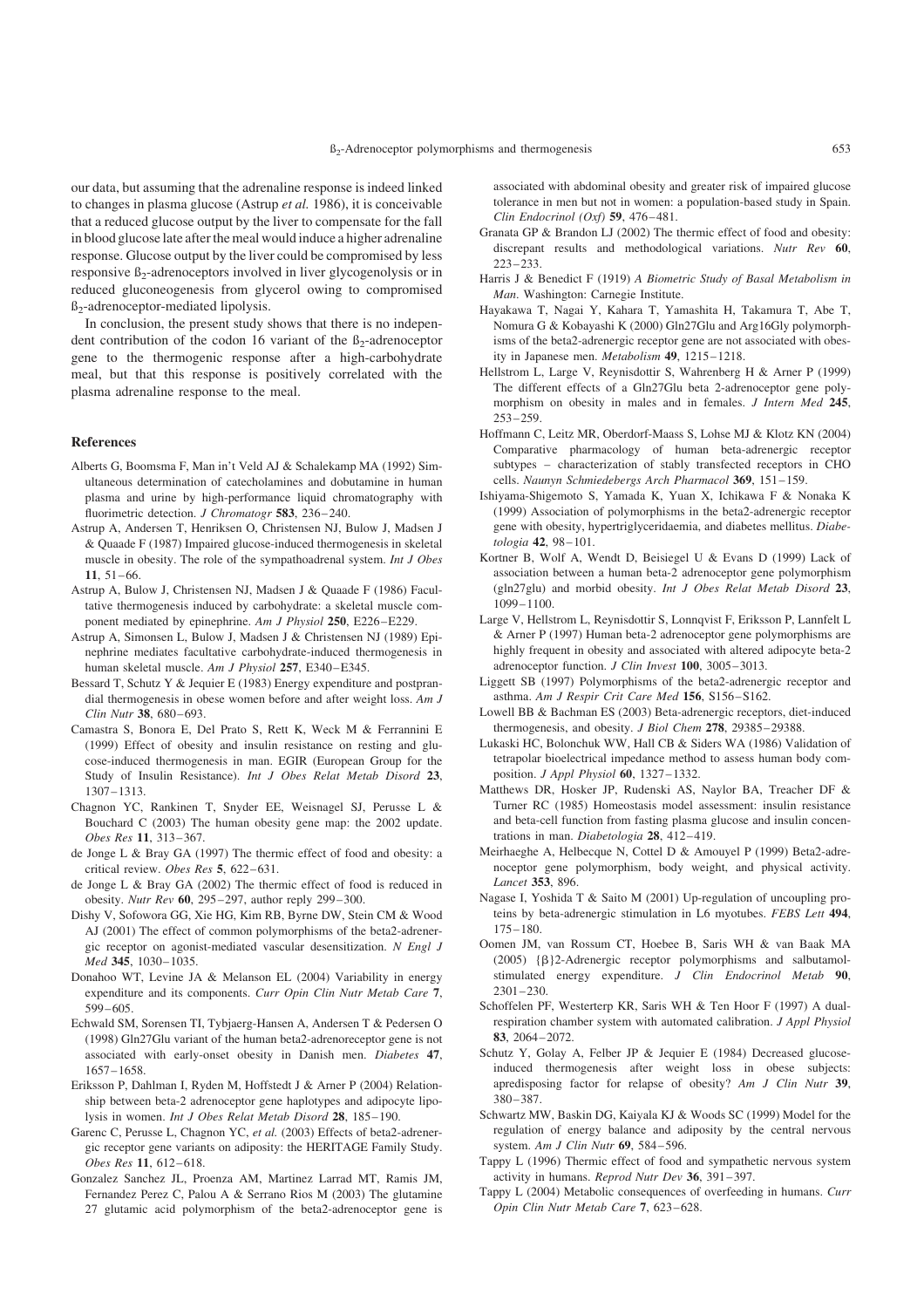our data, but assuming that the adrenaline response is indeed linked to changes in plasma glucose (Astrup *et al.* 1986), it is conceivable that a reduced glucose output by the liver to compensate for the fall in blood glucose late after the meal would induce a higher adrenaline response. Glucose output by the liver could be compromised by less responsive $\beta_2$-adrenoceptors involved in liver glycogenolysis or in reduced gluconeogenesis from glycerol owing to compromised $\beta_2$-adrenoceptor-mediated lipolysis.

In conclusion, the present study shows that there is no independent contribution of the codon 16 variant of the $\beta_2$-adrenoceptor gene to the thermogenic response after a high-carbohydrate meal, but that this response is positively correlated with the plasma adrenaline response to the meal.

## References

Alberts G, Boomsma F, Man in't Veld AJ & Schalekamp MA (1992) Simultaneous determination of catecholamines and dobutamine in human plasma and urine by high-performance liquid chromatography with fluorimetric detection. *J Chromatogr* **583**, 236–240.

Astrup A, Andersen T, Henriksen O, Christensen NJ, Bulow J, Madsen J & Quaade F (1987) Impaired glucose-induced thermogenesis in skeletal muscle in obesity. The role of the sympathoadrenal system. *Int J Obes* **11**, 51–66.

Astrup A, Bulow J, Christensen NJ, Madsen J & Quaade F (1986) Facultative thermogenesis induced by carbohydrate: a skeletal muscle component mediated by epinephrine. *Am J Physiol* **250**, E226–E229.

Astrup A, Simonsen L, Bulow J, Madsen J & Christensen NJ (1989) Epinephrine mediates facultative carbohydrate-induced thermogenesis in human skeletal muscle. *Am J Physiol* **257**, E340–E345.

Bessard T, Schutz Y & Jequier E (1983) Energy expenditure and postprandial thermogenesis in obese women before and after weight loss. *Am J Clin Nutr* **38**, 680–693.

Camastra S, Bonora E, Del Prato S, Rett K, Weck M & Ferrannini E (1999) Effect of obesity and insulin resistance on resting and glucose-induced thermogenesis in man. EGIR (European Group for the Study of Insulin Resistance). *Int J Obes Relat Metab Disord* **23**, 1307–1313.

Chagnon YC, Rankinen T, Snyder EE, Weisnagel SJ, Perusse L & Bouchard C (2003) The human obesity gene map: the 2002 update. *Obes Res* **11**, 313–367.

de Jonge L & Bray GA (1997) The thermic effect of food and obesity: a critical review. *Obes Res* **5**, 622–631.

de Jonge L & Bray GA (2002) The thermic effect of food is reduced in obesity. *Nutr Rev* **60**, 295–297, author reply 299–300.

Dishy V, Sofowora GG, Xie HG, Kim RB, Byrne DW, Stein CM & Wood AJ (2001) The effect of common polymorphisms of the beta2-adrenergic receptor on agonist-mediated vascular desensitization. *N Engl J Med* **345**, 1030–1035.

Donahoo WT, Levine JA & Melanson EL (2004) Variability in energy expenditure and its components. *Curr Opin Clin Nutr Metab Care* **7**, 599–605.

Echwald SM, Sorensen TI, Tybjaerg-Hansen A, Andersen T & Pedersen O (1998) Gln27Glu variant of the human beta2-adrenoreceptor gene is not associated with early-onset obesity in Danish men. *Diabetes* **47**, 1657–1658.

Eriksson P, Dahlman I, Ryden M, Hoffstedt J & Arner P (2004) Relationship between beta-2 adrenoceptor gene haplotypes and adipocyte lipolysis in women. *Int J Obes Relat Metab Disord* **28**, 185–190.

Garenc C, Perusse L, Chagnon YC, *et al.* (2003) Effects of beta2-adrenergic receptor gene variants on adiposity: the HERITAGE Family Study. *Obes Res* **11**, 612–618.

Gonzalez Sanchez JL, Proenza AM, Martinez Larrad MT, Ramis JM, Fernandez Perez C, Palou A & Serrano Rios M (2003) The glutamine 27 glutamic acid polymorphism of the beta2-adrenoceptor gene is associated with abdominal obesity and greater risk of impaired glucose tolerance in men but not in women: a population-based study in Spain. *Clin Endocrinol (Oxf)* **59**, 476–481.

Granata GP & Brandon LJ (2002) The thermic effect of food and obesity: discrepant results and methodological variations. *Nutr Rev* **60**, 223–233.

Harris J & Benedict F (1919) *A Biometric Study of Basal Metabolism in Man*. Washington: Carnegie Institute.

Hayakawa T, Nagai Y, Kahara T, Yamashita H, Takamura T, Abe T, Nomura G & Kobayashi K (2000) Gln27Glu and Arg16Gly polymorphisms of the beta2-adrenergic receptor gene are not associated with obesity in Japanese men. *Metabolism* **49**, 1215–1218.

Hellstrom L, Large V, Reynisdottir S, Wahrenberg H & Arner P (1999) The different effects of a Gln27Glu beta 2-adrenoceptor gene polymorphism on obesity in males and in females. *J Intern Med* **245**, 253–259.

Hoffmann C, Leitz MR, Oberdorf-Maass S, Lohse MJ & Klotz KN (2004) Comparative pharmacology of human beta-adrenergic receptor subtypes – characterization of stably transfected receptors in CHO cells. *Naunyn Schmiedebergs Arch Pharmacol* **369**, 151–159.

Ishiyama-Shigemoto S, Yamada K, Yuan X, Ichikawa F & Nonaka K (1999) Association of polymorphisms in the beta2-adrenergic receptor gene with obesity, hypertriglyceridaemia, and diabetes mellitus. *Diabetologia* **42**, 98–101.

Kortner B, Wolf A, Wendt D, Beisiegel U & Evans D (1999) Lack of association between a human beta-2 adrenoceptor gene polymorphism (gln27glu) and morbid obesity. *Int J Obes Relat Metab Disord* **23**, 1099–1100.

Large V, Hellstrom L, Reynisdottir S, Lonnqvist F, Eriksson P, Lannfelt L & Arner P (1997) Human beta-2 adrenoceptor gene polymorphisms are highly frequent in obesity and associated with altered adipocyte beta-2 adrenoceptor function. *J Clin Invest* **100**, 3005–3013.

Liggett SB (1997) Polymorphisms of the beta2-adrenergic receptor and asthma. *Am J Respir Crit Care Med* **156**, S156–S162.

Lowell BB & Bachman ES (2003) Beta-adrenergic receptors, diet-induced thermogenesis, and obesity. *J Biol Chem* **278**, 29385–29388.

Lukaski HC, Bolonchuk WW, Hall CB & Siders WA (1986) Validation of tetrapolar bioelectrical impedance method to assess human body composition. *J Appl Physiol* **60**, 1327–1332.

Matthews DR, Hosker JP, Rudenski AS, Naylor BA, Treacher DF & Turner RC (1985) Homeostasis model assessment: insulin resistance and beta-cell function from fasting plasma glucose and insulin concentrations in man. *Diabetologia* **28**, 412–419.

Meirhaeghe A, Helbecque N, Cottel D & Amouyel P (1999) Beta2-adrenoceptor gene polymorphism, body weight, and physical activity. *Lancet* **353**, 896.

Nagase I, Yoshida T & Saito M (2001) Up-regulation of uncoupling proteins by beta-adrenergic stimulation in L6 myotubes. *FEBS Lett* **494**, 175–180.

Oomen JM, van Rossum CT, Hoebee B, Saris WH & van Baak MA (2005) {β}2-Adrenergic receptor polymorphisms and salbutamol-stimulated energy expenditure. *J Clin Endocrinol Metab* **90**, 2301–230.

Schoffelen PF, Westerterp KR, Saris WH & Ten Hoor F (1997) A dual-respiration chamber system with automated calibration. *J Appl Physiol* **83**, 2064–2072.

Schutz Y, Golay A, Felber JP & Jequier E (1984) Decreased glucose-induced thermogenesis after weight loss in obese subjects: apredisposing factor for relapse of obesity? *Am J Clin Nutr* **39**, 380–387.

Schwartz MW, Baskin DG, Kaiyala KJ & Woods SC (1999) Model for the regulation of energy balance and adiposity by the central nervous system. *Am J Clin Nutr* **69**, 584–596.

Tappy L (1996) Thermic effect of food and sympathetic nervous system activity in humans. *Reprod Nutr Dev* **36**, 391–397.

Tappy L (2004) Metabolic consequences of overfeeding in humans. *Curr Opin Clin Nutr Metab Care* **7**, 623–628.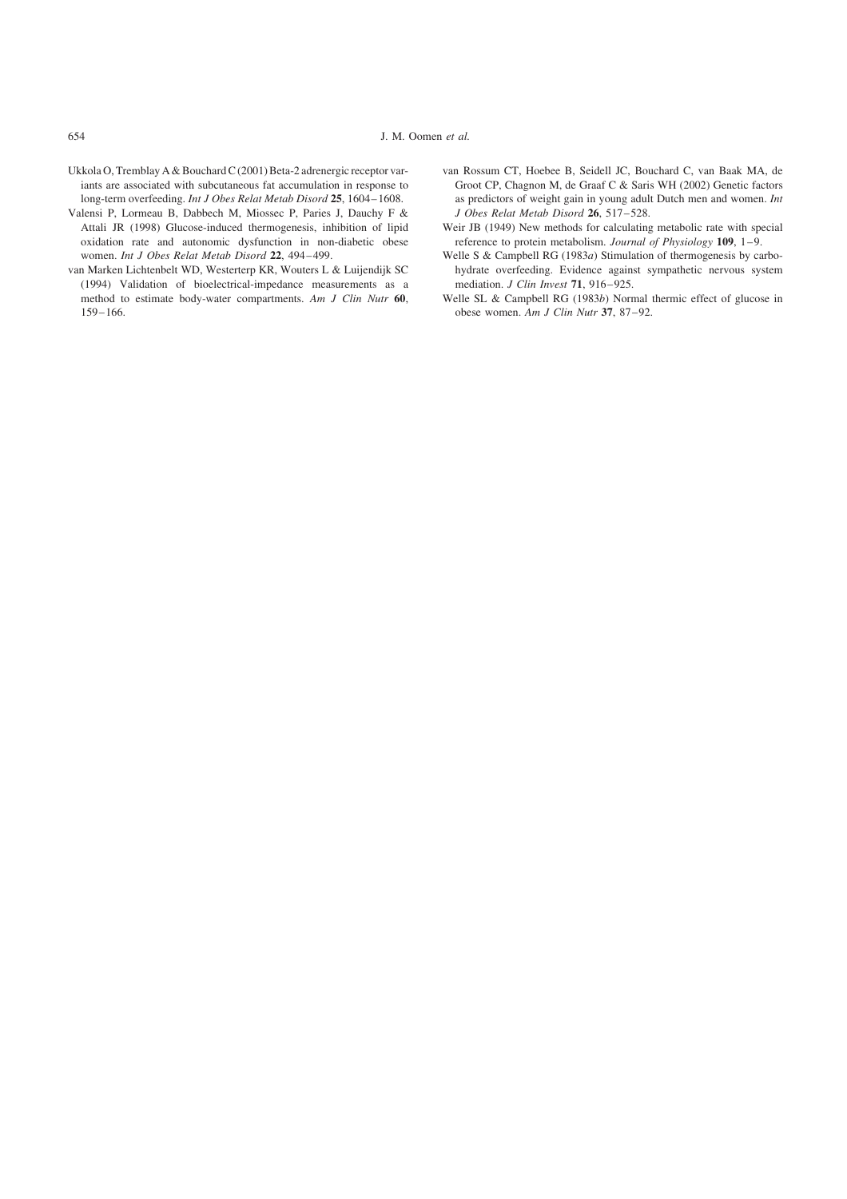Ukkola O, Tremblay A & Bouchard C (2001) Beta-2 adrenergic receptor variants are associated with subcutaneous fat accumulation in response to long-term overfeeding. *Int J Obes Relat Metab Disord* **25**, 1604–1608.

Valensi P, Lormeau B, Dabbech M, Miossec P, Paries J, Dauchy F & Attali JR (1998) Glucose-induced thermogenesis, inhibition of lipid oxidation rate and autonomic dysfunction in non-diabetic obese women. *Int J Obes Relat Metab Disord* **22**, 494–499.

van Marken Lichtenbelt WD, Westerterp KR, Wouters L & Luijendijk SC (1994) Validation of bioelectrical-impedance measurements as a method to estimate body-water compartments. *Am J Clin Nutr* **60**, 159–166.

van Rossum CT, Hoebee B, Seidell JC, Bouchard C, van Baak MA, de Groot CP, Chagnon M, de Graaf C & Saris WH (2002) Genetic factors as predictors of weight gain in young adult Dutch men and women. *Int J Obes Relat Metab Disord* **26**, 517–528.

Weir JB (1949) New methods for calculating metabolic rate with special reference to protein metabolism. *Journal of Physiology* **109**, 1–9.

Welle S & Campbell RG (1983*a*) Stimulation of thermogenesis by carbohydrate overfeeding. Evidence against sympathetic nervous system mediation. *J Clin Invest* **71**, 916–925.

Welle SL & Campbell RG (1983*b*) Normal thermic effect of glucose in obese women. *Am J Clin Nutr* **37**, 87–92.